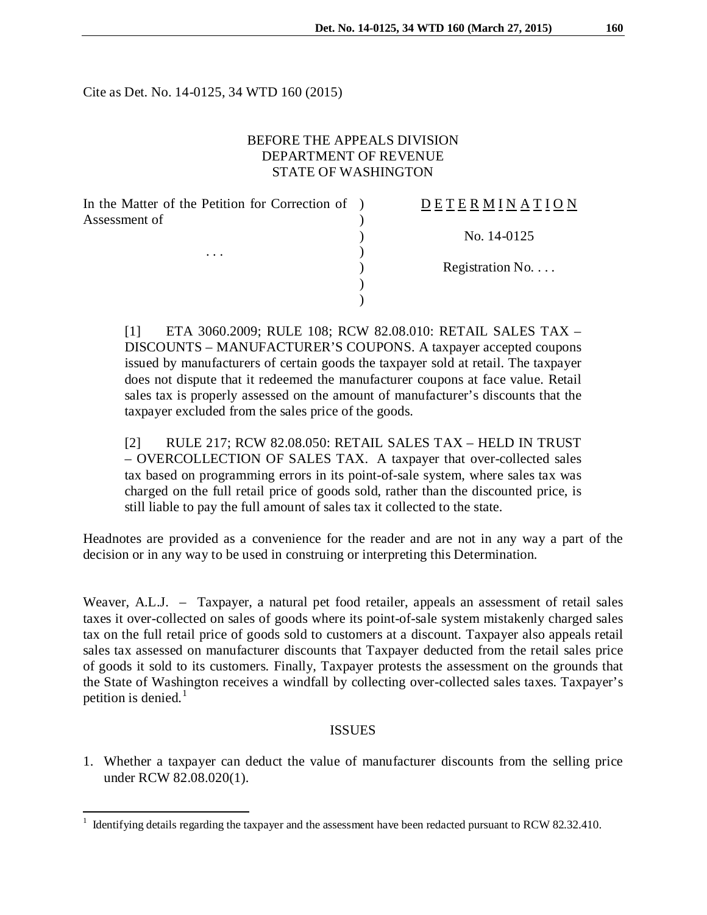Cite as Det. No. 14-0125, 34 WTD 160 (2015)

BEFORE THE APPEALS DIVISION
DEPARTMENT OF REVENUE
STATE OF WASHINGTON

| | |
|---|---|
| In the Matter of the Petition for Correction of Assessment of | D E T E R M I N A T I O N |
| | No. 14-0125 |
| . . . | Registration No. . . . |

[1] ETA 3060.2009; RULE 108; RCW 82.08.010: RETAIL SALES TAX – DISCOUNTS – MANUFACTURER'S COUPONS. A taxpayer accepted coupons issued by manufacturers of certain goods the taxpayer sold at retail. The taxpayer does not dispute that it redeemed the manufacturer coupons at face value. Retail sales tax is properly assessed on the amount of manufacturer's discounts that the taxpayer excluded from the sales price of the goods.

[2] RULE 217; RCW 82.08.050: RETAIL SALES TAX – HELD IN TRUST – OVERCOLLECTION OF SALES TAX. A taxpayer that over-collected sales tax based on programming errors in its point-of-sale system, where sales tax was charged on the full retail price of goods sold, rather than the discounted price, is still liable to pay the full amount of sales tax it collected to the state.

Headnotes are provided as a convenience for the reader and are not in any way a part of the decision or in any way to be used in construing or interpreting this Determination.

Weaver, A.L.J. – Taxpayer, a natural pet food retailer, appeals an assessment of retail sales taxes it over-collected on sales of goods where its point-of-sale system mistakenly charged sales tax on the full retail price of goods sold to customers at a discount. Taxpayer also appeals retail sales tax assessed on manufacturer discounts that Taxpayer deducted from the retail sales price of goods it sold to its customers. Finally, Taxpayer protests the assessment on the grounds that the State of Washington receives a windfall by collecting over-collected sales taxes. Taxpayer's petition is denied.[1]

## ISSUES

1. Whether a taxpayer can deduct the value of manufacturer discounts from the selling price under RCW 82.08.020(1).

[1] Identifying details regarding the taxpayer and the assessment have been redacted pursuant to RCW 82.32.410.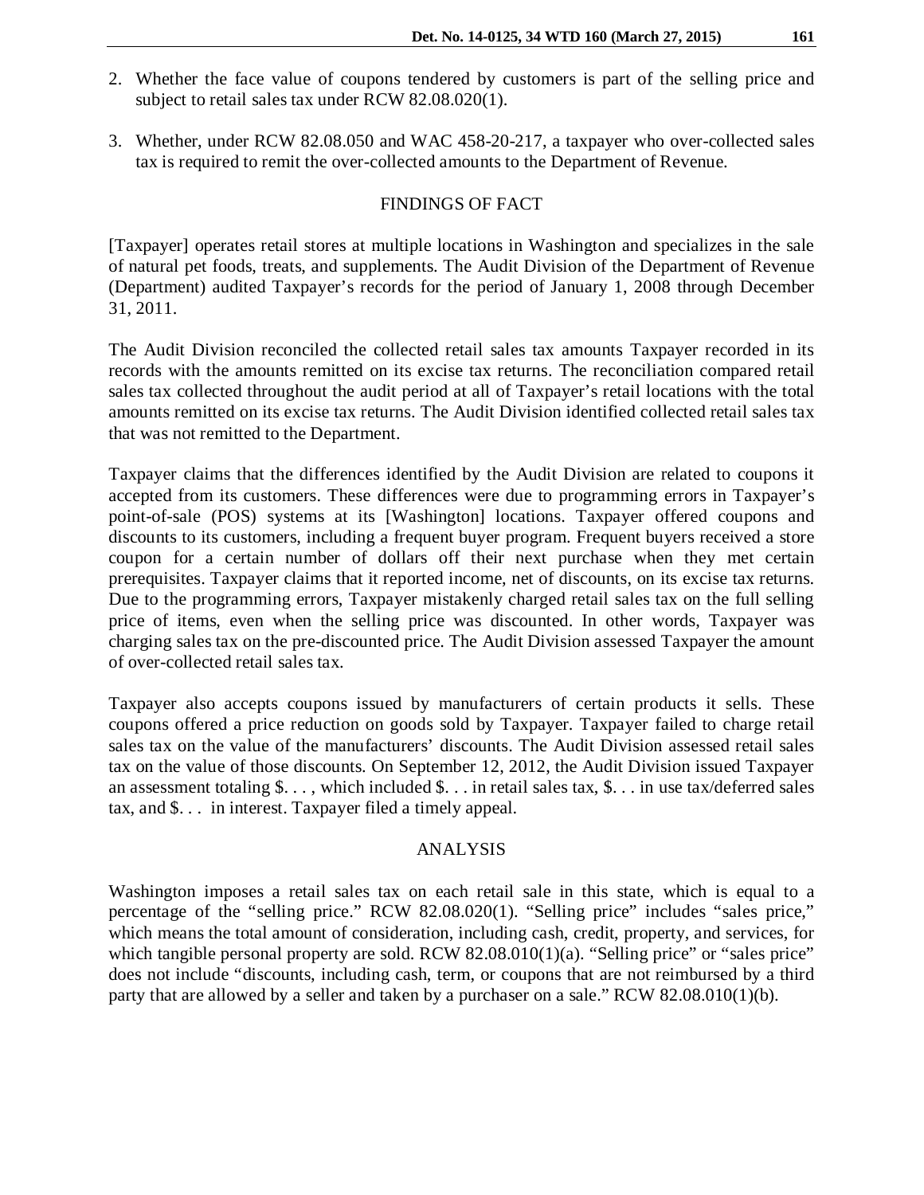2. Whether the face value of coupons tendered by customers is part of the selling price and subject to retail sales tax under RCW 82.08.020(1).

3. Whether, under RCW 82.08.050 and WAC 458-20-217, a taxpayer who over-collected sales tax is required to remit the over-collected amounts to the Department of Revenue.

## FINDINGS OF FACT

[Taxpayer] operates retail stores at multiple locations in Washington and specializes in the sale of natural pet foods, treats, and supplements. The Audit Division of the Department of Revenue (Department) audited Taxpayer's records for the period of January 1, 2008 through December 31, 2011.

The Audit Division reconciled the collected retail sales tax amounts Taxpayer recorded in its records with the amounts remitted on its excise tax returns. The reconciliation compared retail sales tax collected throughout the audit period at all of Taxpayer's retail locations with the total amounts remitted on its excise tax returns. The Audit Division identified collected retail sales tax that was not remitted to the Department.

Taxpayer claims that the differences identified by the Audit Division are related to coupons it accepted from its customers. These differences were due to programming errors in Taxpayer's point-of-sale (POS) systems at its [Washington] locations. Taxpayer offered coupons and discounts to its customers, including a frequent buyer program. Frequent buyers received a store coupon for a certain number of dollars off their next purchase when they met certain prerequisites. Taxpayer claims that it reported income, net of discounts, on its excise tax returns. Due to the programming errors, Taxpayer mistakenly charged retail sales tax on the full selling price of items, even when the selling price was discounted. In other words, Taxpayer was charging sales tax on the pre-discounted price. The Audit Division assessed Taxpayer the amount of over-collected retail sales tax.

Taxpayer also accepts coupons issued by manufacturers of certain products it sells. These coupons offered a price reduction on goods sold by Taxpayer. Taxpayer failed to charge retail sales tax on the value of the manufacturers' discounts. The Audit Division assessed retail sales tax on the value of those discounts. On September 12, 2012, the Audit Division issued Taxpayer an assessment totaling $. . . , which included $. . . in retail sales tax, $. . . in use tax/deferred sales tax, and $. . . in interest. Taxpayer filed a timely appeal.

## ANALYSIS

Washington imposes a retail sales tax on each retail sale in this state, which is equal to a percentage of the "selling price." RCW 82.08.020(1). "Selling price" includes "sales price," which means the total amount of consideration, including cash, credit, property, and services, for which tangible personal property are sold. RCW 82.08.010(1)(a). "Selling price" or "sales price" does not include "discounts, including cash, term, or coupons that are not reimbursed by a third party that are allowed by a seller and taken by a purchaser on a sale." RCW 82.08.010(1)(b).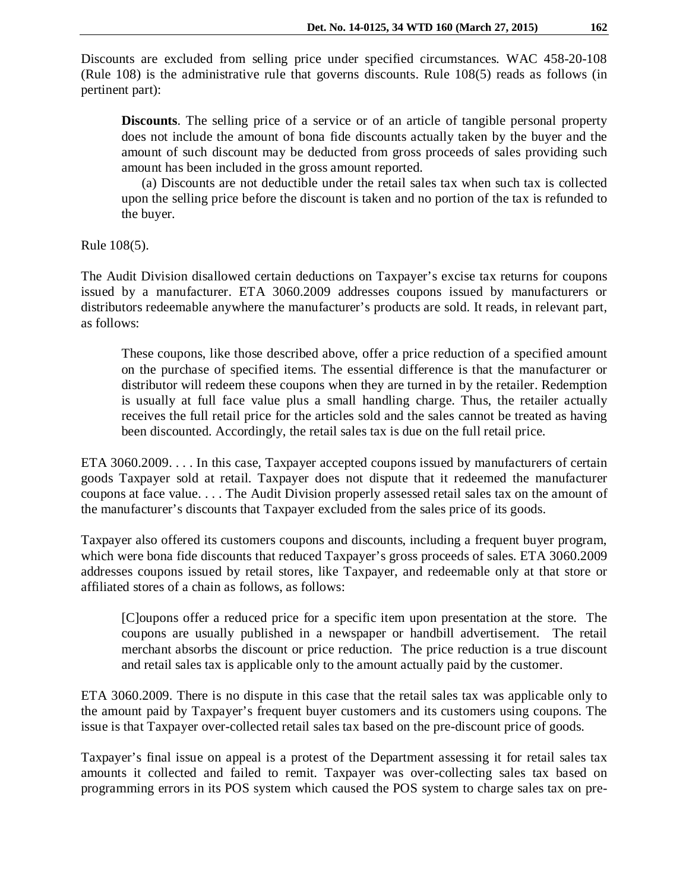Discounts are excluded from selling price under specified circumstances. WAC 458-20-108 (Rule 108) is the administrative rule that governs discounts. Rule 108(5) reads as follows (in pertinent part):

> **Discounts**. The selling price of a service or of an article of tangible personal property does not include the amount of bona fide discounts actually taken by the buyer and the amount of such discount may be deducted from gross proceeds of sales providing such amount has been included in the gross amount reported.
>
> (a) Discounts are not deductible under the retail sales tax when such tax is collected upon the selling price before the discount is taken and no portion of the tax is refunded to the buyer.

Rule 108(5).

The Audit Division disallowed certain deductions on Taxpayer's excise tax returns for coupons issued by a manufacturer. ETA 3060.2009 addresses coupons issued by manufacturers or distributors redeemable anywhere the manufacturer's products are sold. It reads, in relevant part, as follows:

> These coupons, like those described above, offer a price reduction of a specified amount on the purchase of specified items. The essential difference is that the manufacturer or distributor will redeem these coupons when they are turned in by the retailer. Redemption is usually at full face value plus a small handling charge. Thus, the retailer actually receives the full retail price for the articles sold and the sales cannot be treated as having been discounted. Accordingly, the retail sales tax is due on the full retail price.

ETA 3060.2009. . . . In this case, Taxpayer accepted coupons issued by manufacturers of certain goods Taxpayer sold at retail. Taxpayer does not dispute that it redeemed the manufacturer coupons at face value. . . . The Audit Division properly assessed retail sales tax on the amount of the manufacturer's discounts that Taxpayer excluded from the sales price of its goods.

Taxpayer also offered its customers coupons and discounts, including a frequent buyer program, which were bona fide discounts that reduced Taxpayer's gross proceeds of sales. ETA 3060.2009 addresses coupons issued by retail stores, like Taxpayer, and redeemable only at that store or affiliated stores of a chain as follows, as follows:

> [C]oupons offer a reduced price for a specific item upon presentation at the store. The coupons are usually published in a newspaper or handbill advertisement. The retail merchant absorbs the discount or price reduction. The price reduction is a true discount and retail sales tax is applicable only to the amount actually paid by the customer.

ETA 3060.2009. There is no dispute in this case that the retail sales tax was applicable only to the amount paid by Taxpayer's frequent buyer customers and its customers using coupons. The issue is that Taxpayer over-collected retail sales tax based on the pre-discount price of goods.

Taxpayer's final issue on appeal is a protest of the Department assessing it for retail sales tax amounts it collected and failed to remit. Taxpayer was over-collecting sales tax based on programming errors in its POS system which caused the POS system to charge sales tax on pre-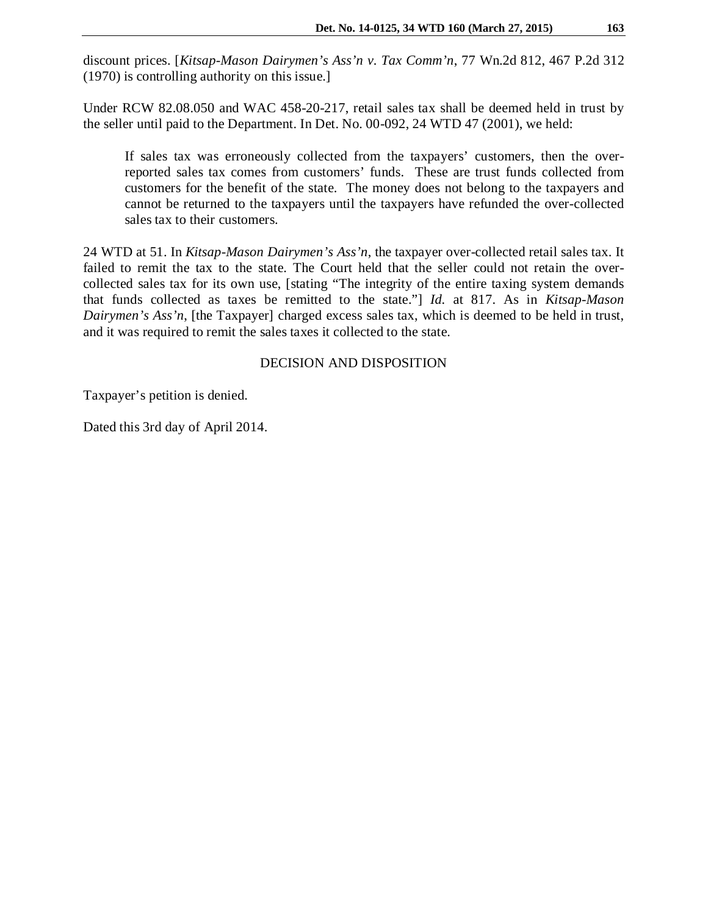discount prices. [*Kitsap-Mason Dairymen's Ass'n v. Tax Comm'n*, 77 Wn.2d 812, 467 P.2d 312 (1970) is controlling authority on this issue.]

Under RCW 82.08.050 and WAC 458-20-217, retail sales tax shall be deemed held in trust by the seller until paid to the Department. In Det. No. 00-092, 24 WTD 47 (2001), we held:

> If sales tax was erroneously collected from the taxpayers' customers, then the over-reported sales tax comes from customers' funds. These are trust funds collected from customers for the benefit of the state. The money does not belong to the taxpayers and cannot be returned to the taxpayers until the taxpayers have refunded the over-collected sales tax to their customers.

24 WTD at 51. In *Kitsap-Mason Dairymen's Ass'n*, the taxpayer over-collected retail sales tax. It failed to remit the tax to the state. The Court held that the seller could not retain the over-collected sales tax for its own use, [stating "The integrity of the entire taxing system demands that funds collected as taxes be remitted to the state."] *Id.* at 817. As in *Kitsap-Mason Dairymen's Ass'n*, [the Taxpayer] charged excess sales tax, which is deemed to be held in trust, and it was required to remit the sales taxes it collected to the state.

## DECISION AND DISPOSITION

Taxpayer's petition is denied.

Dated this 3rd day of April 2014.